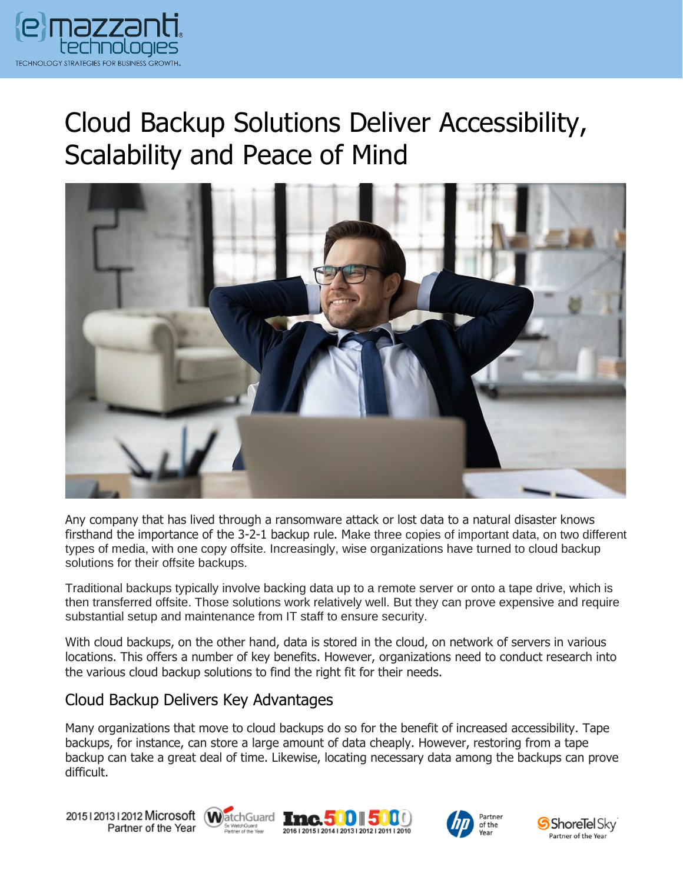# Cloud Backup Solutions Deliver Accessibility, Scalability and Peace of Mind

Any company that has lived through a ransomware attack or lost data to a natural disaster knows firsthand the importance of the 3-2-1 backup rule. Make three copies of important data, on two different types of media, with one copy offsite. Increasingly, wise organizations have turned to cloud backup solutions for their offsite backups.

Traditional backups typically involve backing data up to a remote server or onto a tape drive, which is then transferred offsite. Those solutions work relatively well. But they can prove expensive and require substantial setup and maintenance from IT staff to ensure security.

With cloud backups, on the other hand, data is stored in the cloud, on network of servers in various locations. This offers a number of key benefits. However, organizations need to conduct research into the various cloud backup solutions to find the right fit for their needs.

## Cloud Backup Delivers Key Advantages

Many organizations that move to cloud backups do so for the benefit of increased accessibility. Tape backups, for instance, can store a large amount of data cheaply. However, restoring from a tape backup can take a great deal of time. Likewise, locating necessary data among the backups can prove difficult.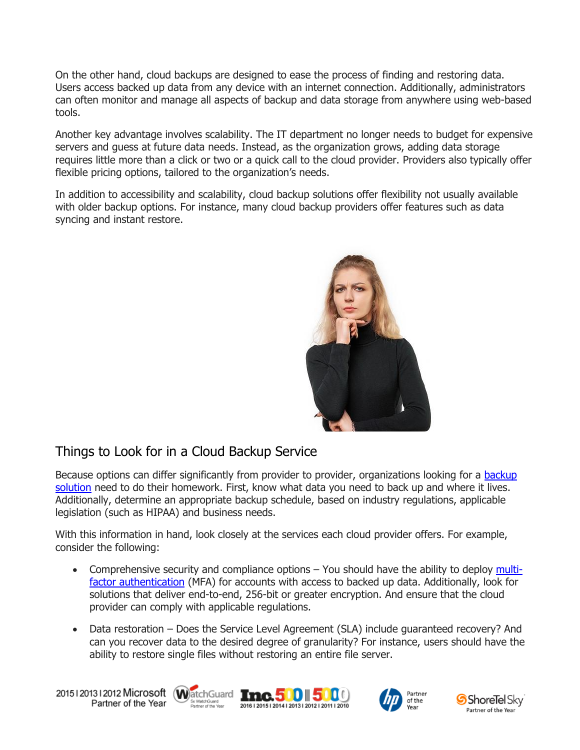On the other hand, cloud backups are designed to ease the process of finding and restoring data. Users access backed up data from any device with an internet connection. Additionally, administrators can often monitor and manage all aspects of backup and data storage from anywhere using web-based tools.

Another key advantage involves scalability. The IT department no longer needs to budget for expensive servers and guess at future data needs. Instead, as the organization grows, adding data storage requires little more than a click or two or a quick call to the cloud provider. Providers also typically offer flexible pricing options, tailored to the organization's needs.

In addition to accessibility and scalability, cloud backup solutions offer flexibility not usually available with older backup options. For instance, many cloud backup providers offer features such as data syncing and instant restore.

## Things to Look for in a Cloud Backup Service

Because options can differ significantly from provider to provider, organizations looking for a backup solution need to do their homework. First, know what data you need to back up and where it lives. Additionally, determine an appropriate backup schedule, based on industry regulations, applicable legislation (such as HIPAA) and business needs.

With this information in hand, look closely at the services each cloud provider offers. For example, consider the following:

- Comprehensive security and compliance options – You should have the ability to deploy multi-factor authentication (MFA) for accounts with access to backed up data. Additionally, look for solutions that deliver end-to-end, 256-bit or greater encryption. And ensure that the cloud provider can comply with applicable regulations.
- Data restoration – Does the Service Level Agreement (SLA) include guaranteed recovery? And can you recover data to the desired degree of granularity? For instance, users should have the ability to restore single files without restoring an entire file server.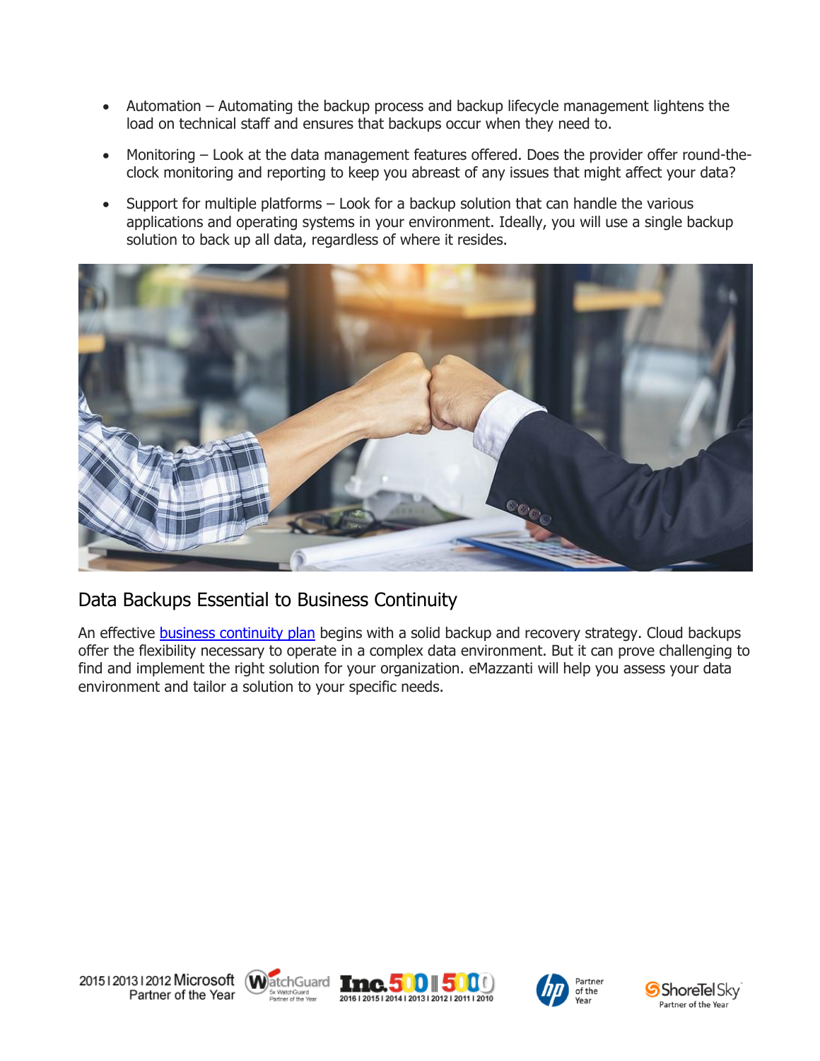- Automation – Automating the backup process and backup lifecycle management lightens the load on technical staff and ensures that backups occur when they need to.
- Monitoring – Look at the data management features offered. Does the provider offer round-the-clock monitoring and reporting to keep you abreast of any issues that might affect your data?
- Support for multiple platforms – Look for a backup solution that can handle the various applications and operating systems in your environment. Ideally, you will use a single backup solution to back up all data, regardless of where it resides.

## Data Backups Essential to Business Continuity

An effective business continuity plan begins with a solid backup and recovery strategy. Cloud backups offer the flexibility necessary to operate in a complex data environment. But it can prove challenging to find and implement the right solution for your organization. eMazzanti will help you assess your data environment and tailor a solution to your specific needs.